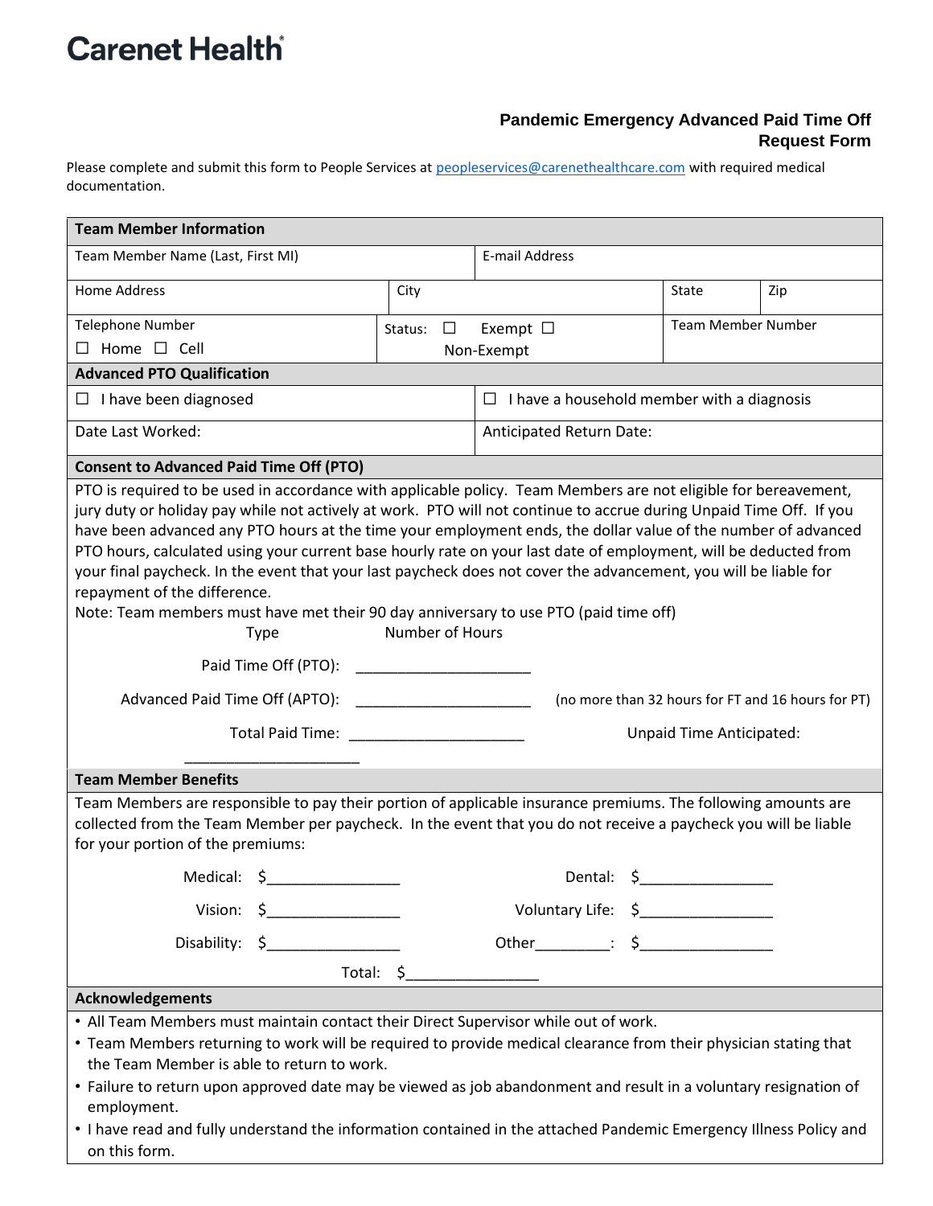# Carenet Health®

## Pandemic Emergency Advanced Paid Time Off Request Form

Please complete and submit this form to People Services at peopleservices@carenethealthcare.com with required medical documentation.

| **Team Member Information** | | | |
|---|---|---|---|
| Team Member Name (Last, First MI) | | E-mail Address | |
| Home Address | City | State | Zip |
| Telephone Number ☐ Home ☐ Cell | Status: ☐ Exempt ☐ Non-Exempt | Team Member Number | |
| **Advanced PTO Qualification** | | | |
| ☐ I have been diagnosed | | ☐ I have a household member with a diagnosis | |
| Date Last Worked: | | Anticipated Return Date: | |

**Consent to Advanced Paid Time Off (PTO)**

PTO is required to be used in accordance with applicable policy. Team Members are not eligible for bereavement, jury duty or holiday pay while not actively at work. PTO will not continue to accrue during Unpaid Time Off. If you have been advanced any PTO hours at the time your employment ends, the dollar value of the number of advanced PTO hours, calculated using your current base hourly rate on your last date of employment, will be deducted from your final paycheck. In the event that your last paycheck does not cover the advancement, you will be liable for repayment of the difference.

Note: Team members must have met their 90 day anniversary to use PTO (paid time off)

| Type | Number of Hours | |
|---|---|---|
| Paid Time Off (PTO): | _____________________ | |
| Advanced Paid Time Off (APTO): | _____________________ | (no more than 32 hours for FT and 16 hours for PT) |
| Total Paid Time: | _____________________ | Unpaid Time Anticipated: _____________________ |

**Team Member Benefits**

Team Members are responsible to pay their portion of applicable insurance premiums. The following amounts are collected from the Team Member per paycheck. In the event that you do not receive a paycheck you will be liable for your portion of the premiums:

| | | | |
|---|---|---|---|
| Medical: | $________________ | Dental: | $________________ |
| Vision: | $________________ | Voluntary Life: | $________________ |
| Disability: | $________________ | Other_________: | $________________ |
| Total: | $________________ | | |

**Acknowledgements**

- All Team Members must maintain contact their Direct Supervisor while out of work.
- Team Members returning to work will be required to provide medical clearance from their physician stating that the Team Member is able to return to work.
- Failure to return upon approved date may be viewed as job abandonment and result in a voluntary resignation of employment.
- I have read and fully understand the information contained in the attached Pandemic Emergency Illness Policy and on this form.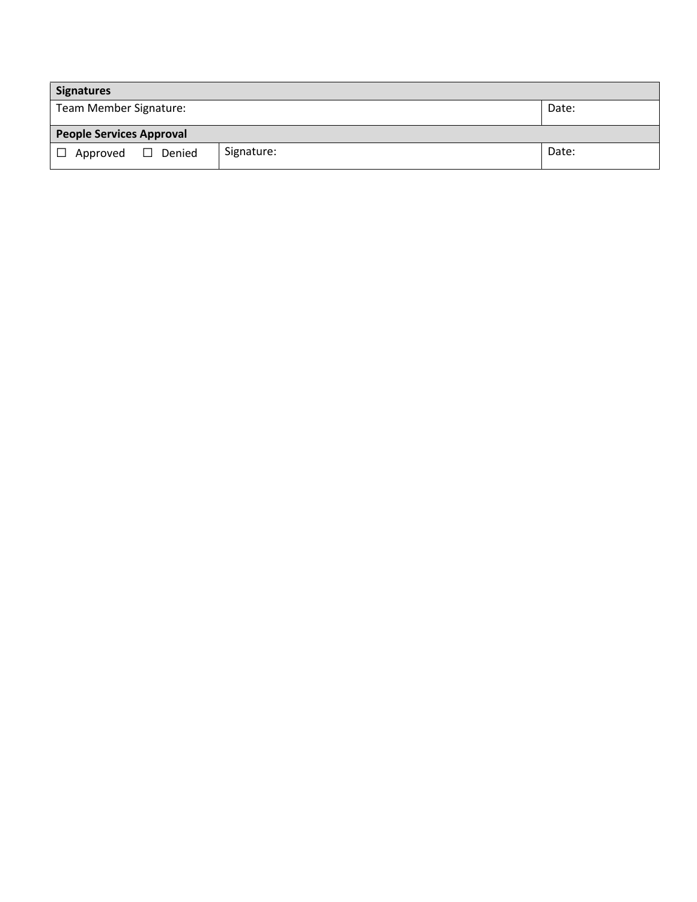| Signatures | | |
|---|---|---|
| Team Member Signature: | | Date: |
| **People Services Approval** | | |
| ☐ Approved ☐ Denied | Signature: | Date: |